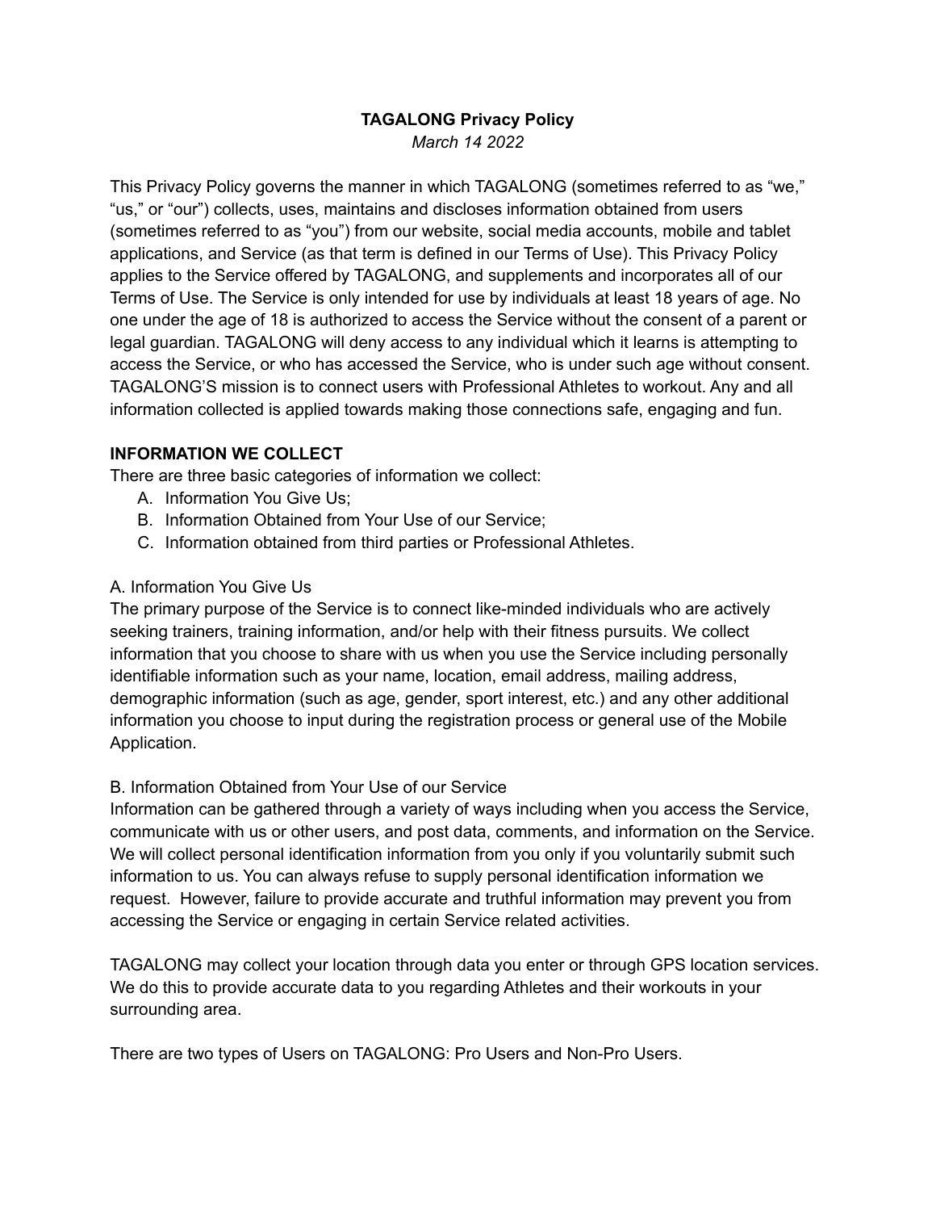# TAGALONG Privacy Policy

*March 14 2022*

This Privacy Policy governs the manner in which TAGALONG (sometimes referred to as "we," "us," or "our") collects, uses, maintains and discloses information obtained from users (sometimes referred to as "you") from our website, social media accounts, mobile and tablet applications, and Service (as that term is defined in our Terms of Use). This Privacy Policy applies to the Service offered by TAGALONG, and supplements and incorporates all of our Terms of Use. The Service is only intended for use by individuals at least 18 years of age. No one under the age of 18 is authorized to access the Service without the consent of a parent or legal guardian. TAGALONG will deny access to any individual which it learns is attempting to access the Service, or who has accessed the Service, who is under such age without consent. TAGALONG'S mission is to connect users with Professional Athletes to workout. Any and all information collected is applied towards making those connections safe, engaging and fun.

## INFORMATION WE COLLECT

There are three basic categories of information we collect:

A. Information You Give Us;
B. Information Obtained from Your Use of our Service;
C. Information obtained from third parties or Professional Athletes.

### A. Information You Give Us

The primary purpose of the Service is to connect like-minded individuals who are actively seeking trainers, training information, and/or help with their fitness pursuits. We collect information that you choose to share with us when you use the Service including personally identifiable information such as your name, location, email address, mailing address, demographic information (such as age, gender, sport interest, etc.) and any other additional information you choose to input during the registration process or general use of the Mobile Application.

### B. Information Obtained from Your Use of our Service

Information can be gathered through a variety of ways including when you access the Service, communicate with us or other users, and post data, comments, and information on the Service. We will collect personal identification information from you only if you voluntarily submit such information to us. You can always refuse to supply personal identification information we request. However, failure to provide accurate and truthful information may prevent you from accessing the Service or engaging in certain Service related activities.

TAGALONG may collect your location through data you enter or through GPS location services. We do this to provide accurate data to you regarding Athletes and their workouts in your surrounding area.

There are two types of Users on TAGALONG: Pro Users and Non-Pro Users.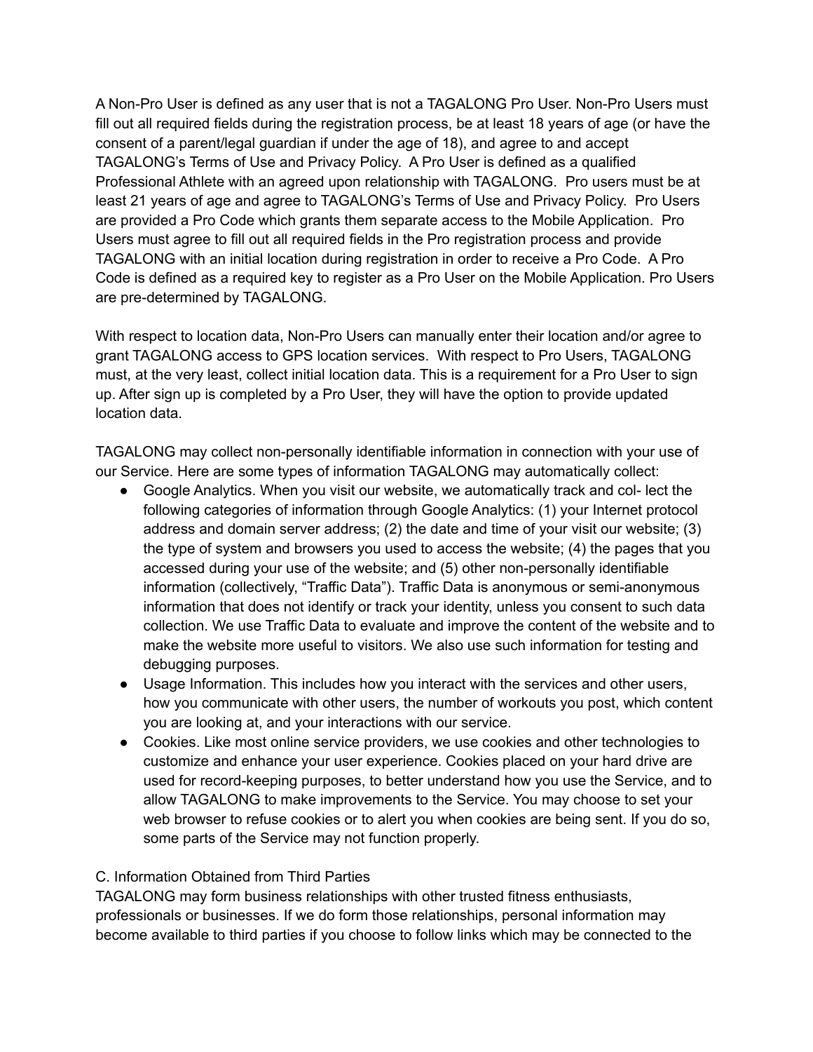A Non-Pro User is defined as any user that is not a TAGALONG Pro User. Non-Pro Users must fill out all required fields during the registration process, be at least 18 years of age (or have the consent of a parent/legal guardian if under the age of 18), and agree to and accept TAGALONG's Terms of Use and Privacy Policy. A Pro User is defined as a qualified Professional Athlete with an agreed upon relationship with TAGALONG. Pro users must be at least 21 years of age and agree to TAGALONG's Terms of Use and Privacy Policy. Pro Users are provided a Pro Code which grants them separate access to the Mobile Application. Pro Users must agree to fill out all required fields in the Pro registration process and provide TAGALONG with an initial location during registration in order to receive a Pro Code. A Pro Code is defined as a required key to register as a Pro User on the Mobile Application. Pro Users are pre-determined by TAGALONG.

With respect to location data, Non-Pro Users can manually enter their location and/or agree to grant TAGALONG access to GPS location services. With respect to Pro Users, TAGALONG must, at the very least, collect initial location data. This is a requirement for a Pro User to sign up. After sign up is completed by a Pro User, they will have the option to provide updated location data.

TAGALONG may collect non-personally identifiable information in connection with your use of our Service. Here are some types of information TAGALONG may automatically collect:

- Google Analytics. When you visit our website, we automatically track and col- lect the following categories of information through Google Analytics: (1) your Internet protocol address and domain server address; (2) the date and time of your visit our website; (3) the type of system and browsers you used to access the website; (4) the pages that you accessed during your use of the website; and (5) other non-personally identifiable information (collectively, "Traffic Data"). Traffic Data is anonymous or semi-anonymous information that does not identify or track your identity, unless you consent to such data collection. We use Traffic Data to evaluate and improve the content of the website and to make the website more useful to visitors. We also use such information for testing and debugging purposes.
- Usage Information. This includes how you interact with the services and other users, how you communicate with other users, the number of workouts you post, which content you are looking at, and your interactions with our service.
- Cookies. Like most online service providers, we use cookies and other technologies to customize and enhance your user experience. Cookies placed on your hard drive are used for record-keeping purposes, to better understand how you use the Service, and to allow TAGALONG to make improvements to the Service. You may choose to set your web browser to refuse cookies or to alert you when cookies are being sent. If you do so, some parts of the Service may not function properly.

C. Information Obtained from Third Parties

TAGALONG may form business relationships with other trusted fitness enthusiasts, professionals or businesses. If we do form those relationships, personal information may become available to third parties if you choose to follow links which may be connected to the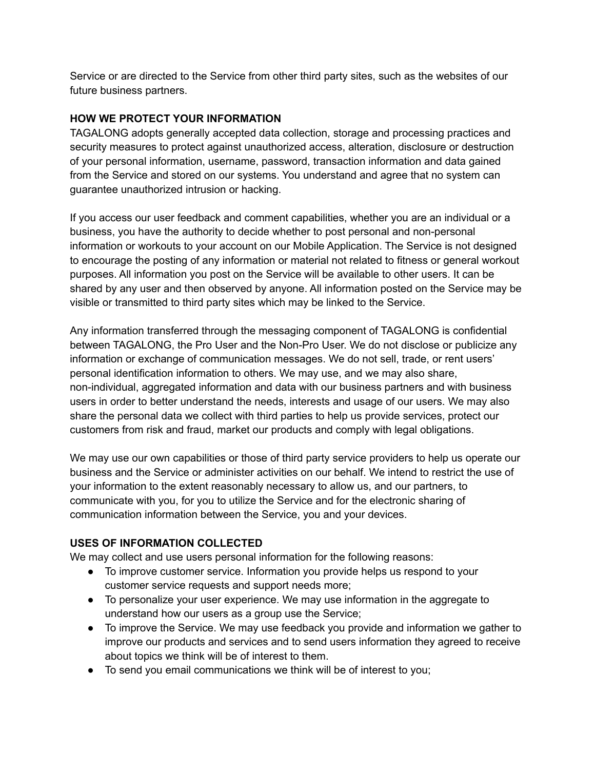Service or are directed to the Service from other third party sites, such as the websites of our future business partners.

**HOW WE PROTECT YOUR INFORMATION**

TAGALONG adopts generally accepted data collection, storage and processing practices and security measures to protect against unauthorized access, alteration, disclosure or destruction of your personal information, username, password, transaction information and data gained from the Service and stored on our systems. You understand and agree that no system can guarantee unauthorized intrusion or hacking.

If you access our user feedback and comment capabilities, whether you are an individual or a business, you have the authority to decide whether to post personal and non-personal information or workouts to your account on our Mobile Application. The Service is not designed to encourage the posting of any information or material not related to fitness or general workout purposes. All information you post on the Service will be available to other users. It can be shared by any user and then observed by anyone. All information posted on the Service may be visible or transmitted to third party sites which may be linked to the Service.

Any information transferred through the messaging component of TAGALONG is confidential between TAGALONG, the Pro User and the Non-Pro User. We do not disclose or publicize any information or exchange of communication messages. We do not sell, trade, or rent users' personal identification information to others. We may use, and we may also share, non-individual, aggregated information and data with our business partners and with business users in order to better understand the needs, interests and usage of our users. We may also share the personal data we collect with third parties to help us provide services, protect our customers from risk and fraud, market our products and comply with legal obligations.

We may use our own capabilities or those of third party service providers to help us operate our business and the Service or administer activities on our behalf. We intend to restrict the use of your information to the extent reasonably necessary to allow us, and our partners, to communicate with you, for you to utilize the Service and for the electronic sharing of communication information between the Service, you and your devices.

**USES OF INFORMATION COLLECTED**

We may collect and use users personal information for the following reasons:

- To improve customer service. Information you provide helps us respond to your customer service requests and support needs more;
- To personalize your user experience. We may use information in the aggregate to understand how our users as a group use the Service;
- To improve the Service. We may use feedback you provide and information we gather to improve our products and services and to send users information they agreed to receive about topics we think will be of interest to them.
- To send you email communications we think will be of interest to you;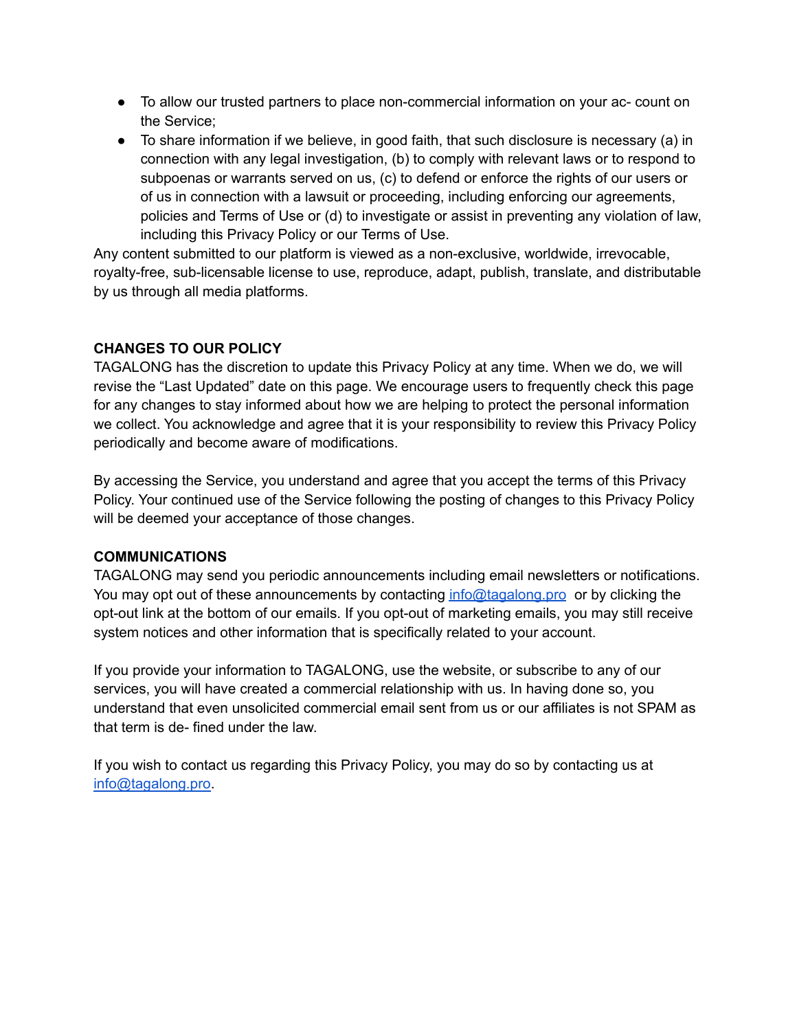- To allow our trusted partners to place non-commercial information on your ac- count on the Service;
- To share information if we believe, in good faith, that such disclosure is necessary (a) in connection with any legal investigation, (b) to comply with relevant laws or to respond to subpoenas or warrants served on us, (c) to defend or enforce the rights of our users or of us in connection with a lawsuit or proceeding, including enforcing our agreements, policies and Terms of Use or (d) to investigate or assist in preventing any violation of law, including this Privacy Policy or our Terms of Use.

Any content submitted to our platform is viewed as a non-exclusive, worldwide, irrevocable, royalty-free, sub-licensable license to use, reproduce, adapt, publish, translate, and distributable by us through all media platforms.

**CHANGES TO OUR POLICY**

TAGALONG has the discretion to update this Privacy Policy at any time. When we do, we will revise the "Last Updated" date on this page. We encourage users to frequently check this page for any changes to stay informed about how we are helping to protect the personal information we collect. You acknowledge and agree that it is your responsibility to review this Privacy Policy periodically and become aware of modifications.

By accessing the Service, you understand and agree that you accept the terms of this Privacy Policy. Your continued use of the Service following the posting of changes to this Privacy Policy will be deemed your acceptance of those changes.

**COMMUNICATIONS**

TAGALONG may send you periodic announcements including email newsletters or notifications. You may opt out of these announcements by contacting [info@tagalong.pro](mailto:info@tagalong.pro) or by clicking the opt-out link at the bottom of our emails. If you opt-out of marketing emails, you may still receive system notices and other information that is specifically related to your account.

If you provide your information to TAGALONG, use the website, or subscribe to any of our services, you will have created a commercial relationship with us. In having done so, you understand that even unsolicited commercial email sent from us or our affiliates is not SPAM as that term is de- fined under the law.

If you wish to contact us regarding this Privacy Policy, you may do so by contacting us at [info@tagalong.pro](mailto:info@tagalong.pro).